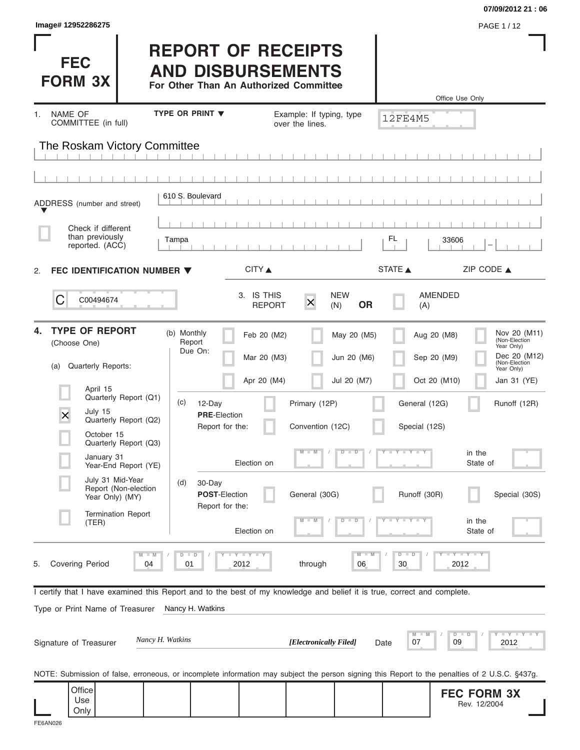Image# 12952286275

07/09/2012 21 : 06

# FEC FORM 3X

# REPORT OF RECEIPTS AND DISBURSEMENTS

**For Other Than An Authorized Committee**

Office Use Only

12FE4M5

1. NAME OF COMMITTEE (in full) — TYPE OR PRINT ▼ — Example: If typing, type over the lines.

The Roskam Victory Committee

ADDRESS (number and street): 610 S. Boulevard

☐ Check if different than previously reported. (ACC)

| CITY ▲ | STATE ▲ | ZIP CODE ▲ |
|---|---|---|
| Tampa | FL | 33606 |

2. **FEC IDENTIFICATION NUMBER ▼**

C00494674

3. IS THIS REPORT ☒ NEW (N) **OR** ☐ AMENDED (A)

4. **TYPE OF REPORT** (Choose One)

(a) Quarterly Reports:

- ☐ April 15 Quarterly Report (Q1)
- ☒ July 15 Quarterly Report (Q2)
- ☐ October 15 Quarterly Report (Q3)
- ☐ January 31 Year-End Report (YE)
- ☐ July 31 Mid-Year Report (Non-election Year Only) (MY)
- ☐ Termination Report (TER)

(b) Monthly Report Due On:

| | | | |
|---|---|---|---|
| ☐ Feb 20 (M2) | ☐ May 20 (M5) | ☐ Aug 20 (M8) | ☐ Nov 20 (M11) (Non-Election Year Only) |
| ☐ Mar 20 (M3) | ☐ Jun 20 (M6) | ☐ Sep 20 (M9) | ☐ Dec 20 (M12) (Non-Election Year Only) |
| ☐ Apr 20 (M4) | ☐ Jul 20 (M7) | ☐ Oct 20 (M10) | ☐ Jan 31 (YE) |

(c) 12-Day **PRE**-Election Report for the: ☐ Primary (12P) ☐ General (12G) ☐ Runoff (12R) ☐ Convention (12C) ☐ Special (12S)

Election on MM / DD / YYYY in the State of

(d) 30-Day **POST**-Election Report for the: ☐ General (30G) ☐ Runoff (30R) ☐ Special (30S)

Election on MM / DD / YYYY in the State of

5. Covering Period 04 / 01 / 2012 through 06 / 30 / 2012

I certify that I have examined this Report and to the best of my knowledge and belief it is true, correct and complete.

Type or Print Name of Treasurer: Nancy H. Watkins

Signature of Treasurer: *Nancy H. Watkins* ***[Electronically Filed]*** Date 07 / 09 / 2012

NOTE: Submission of false, erroneous, or incomplete information may subject the person signing this Report to the penalties of 2 U.S.C. §437g.

Office Use Only

**FEC FORM 3X** Rev. 12/2004

FE6AN026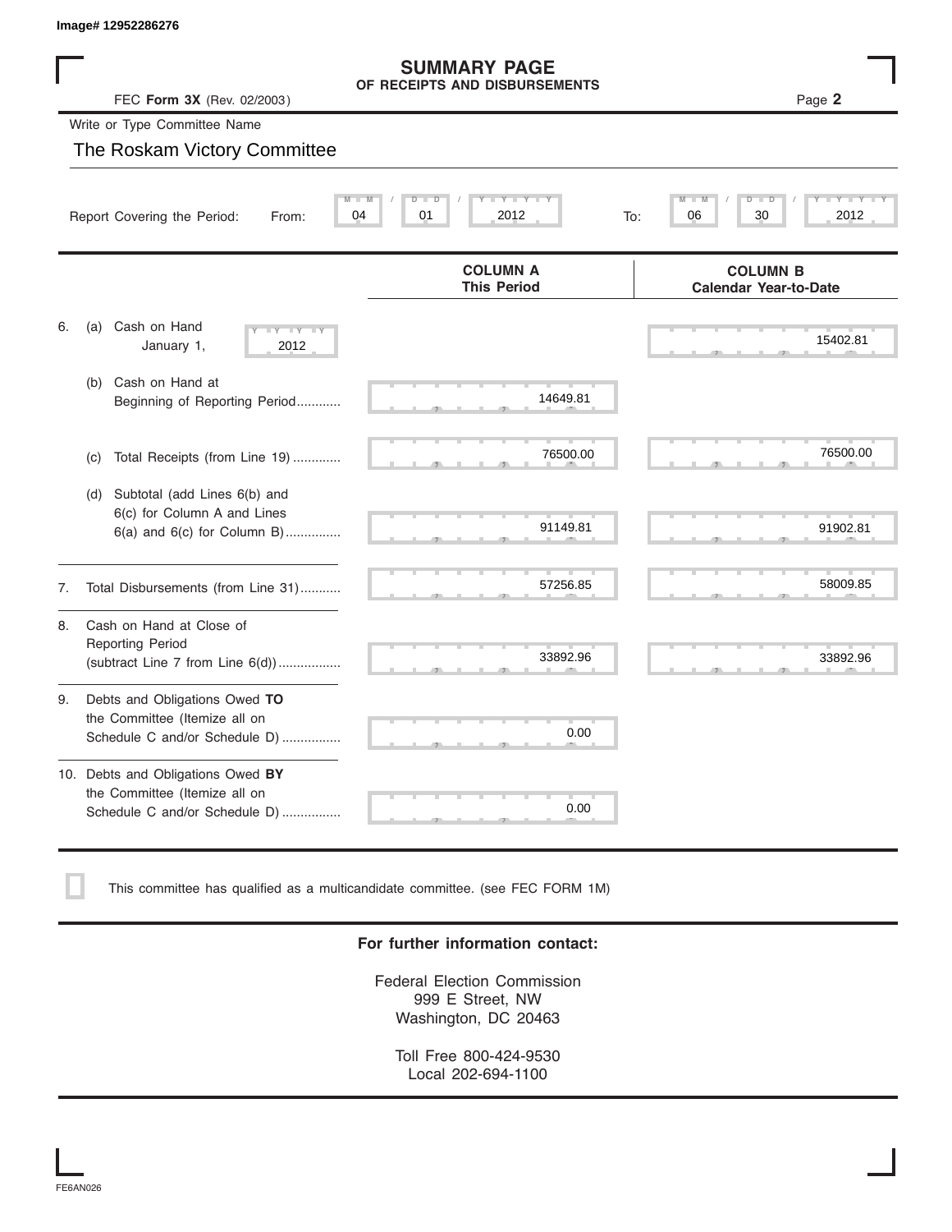Image# 12952286276

# SUMMARY PAGE
## OF RECEIPTS AND DISBURSEMENTS

FEC **Form 3X** (Rev. 02/2003)

Page **2**

Write or Type Committee Name

The Roskam Victory Committee

Report Covering the Period: From: 04 / 01 / 2012 To: 06 / 30 / 2012

| | COLUMN A This Period | COLUMN B Calendar Year-to-Date |
|---|---|---|
| 6. (a) Cash on Hand January 1, 2012 | | 15402.81 |
| (b) Cash on Hand at Beginning of Reporting Period | 14649.81 | |
| (c) Total Receipts (from Line 19) | 76500.00 | 76500.00 |
| (d) Subtotal (add Lines 6(b) and 6(c) for Column A and Lines 6(a) and 6(c) for Column B) | 91149.81 | 91902.81 |
| 7. Total Disbursements (from Line 31) | 57256.85 | 58009.85 |
| 8. Cash on Hand at Close of Reporting Period (subtract Line 7 from Line 6(d)) | 33892.96 | 33892.96 |
| 9. Debts and Obligations Owed **TO** the Committee (Itemize all on Schedule C and/or Schedule D) | 0.00 | |
| 10. Debts and Obligations Owed **BY** the Committee (Itemize all on Schedule C and/or Schedule D) | 0.00 | |

☐ This committee has qualified as a multicandidate committee. (see FEC FORM 1M)

**For further information contact:**

Federal Election Commission
999 E Street, NW
Washington, DC 20463

Toll Free 800-424-9530
Local 202-694-1100

FE6AN026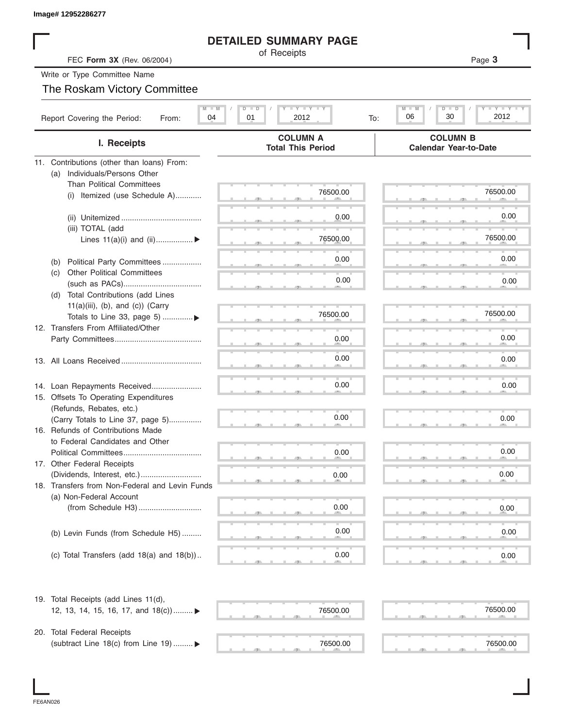Image# 12952286277

# DETAILED SUMMARY PAGE

of Receipts

FEC **Form 3X** (Rev. 06/2004)

Write or Type Committee Name

The Roskam Victory Committee

Report Covering the Period: From: 04 / 01 / 2012 To: 06 / 30 / 2012

| I. Receipts | COLUMN A Total This Period | COLUMN B Calendar Year-to-Date |
|---|---|---|
| 11. Contributions (other than loans) From: | | |
| (a) Individuals/Persons Other Than Political Committees | | |
| (i) Itemized (use Schedule A) | 76500.00 | 76500.00 |
| (ii) Unitemized | 0.00 | 0.00 |
| (iii) TOTAL (add Lines 11(a)(i) and (ii)) ▶ | 76500.00 | 76500.00 |
| (b) Political Party Committees | 0.00 | 0.00 |
| (c) Other Political Committees (such as PACs) | 0.00 | 0.00 |
| (d) Total Contributions (add Lines 11(a)(iii), (b), and (c)) (Carry Totals to Line 33, page 5) ▶ | 76500.00 | 76500.00 |
| 12. Transfers From Affiliated/Other Party Committees | 0.00 | 0.00 |
| 13. All Loans Received | 0.00 | 0.00 |
| 14. Loan Repayments Received | 0.00 | 0.00 |
| 15. Offsets To Operating Expenditures (Refunds, Rebates, etc.) (Carry Totals to Line 37, page 5) | 0.00 | 0.00 |
| 16. Refunds of Contributions Made to Federal Candidates and Other Political Committees | 0.00 | 0.00 |
| 17. Other Federal Receipts (Dividends, Interest, etc.) | 0.00 | 0.00 |
| 18. Transfers from Non-Federal and Levin Funds | | |
| (a) Non-Federal Account (from Schedule H3) | 0.00 | 0.00 |
| (b) Levin Funds (from Schedule H5) | 0.00 | 0.00 |
| (c) Total Transfers (add 18(a) and 18(b)) | 0.00 | 0.00 |
| 19. Total Receipts (add Lines 11(d), 12, 13, 14, 15, 16, 17, and 18(c)) ▶ | 76500.00 | 76500.00 |
| 20. Total Federal Receipts (subtract Line 18(c) from Line 19) ▶ | 76500.00 | 76500.00 |

FE6AN026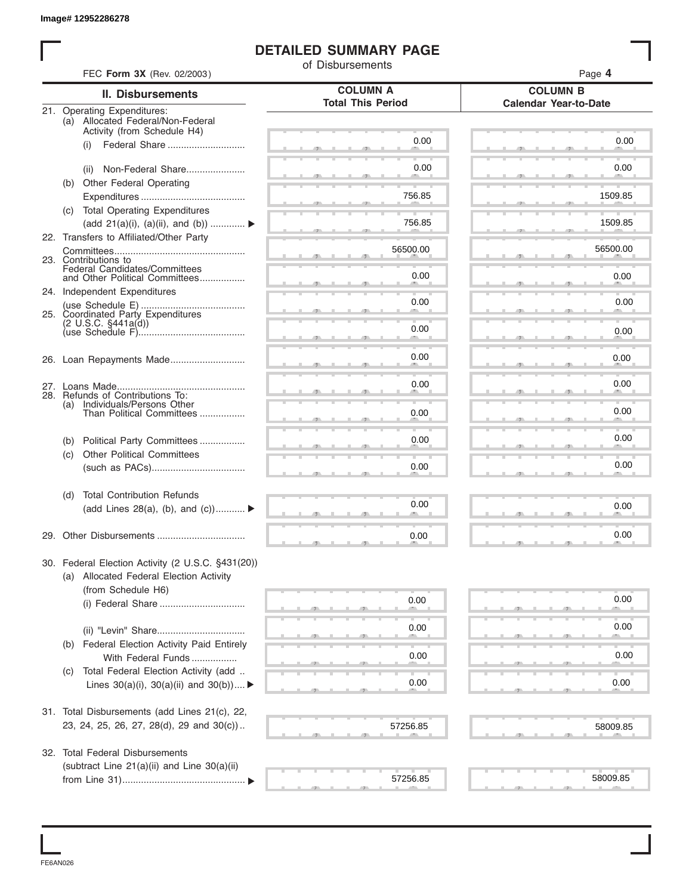Image# 12952286278

# DETAILED SUMMARY PAGE

of Disbursements

FEC **Form 3X** (Rev. 02/2003)

| II. Disbursements | COLUMN A Total This Period | COLUMN B Calendar Year-to-Date |
|---|---|---|
| 21. Operating Expenditures: | | |
| (a) Allocated Federal/Non-Federal Activity (from Schedule H4) | | |
| (i) Federal Share | 0.00 | 0.00 |
| (ii) Non-Federal Share | 0.00 | 0.00 |
| (b) Other Federal Operating Expenditures | 756.85 | 1509.85 |
| (c) Total Operating Expenditures (add 21(a)(i), (a)(ii), and (b)) ▶ | 756.85 | 1509.85 |
| 22. Transfers to Affiliated/Other Party Committees | 56500.00 | 56500.00 |
| 23. Contributions to Federal Candidates/Committees and Other Political Committees | 0.00 | 0.00 |
| 24. Independent Expenditures (use Schedule E) | 0.00 | 0.00 |
| 25. Coordinated Party Expenditures (2 U.S.C. §441a(d)) (use Schedule F) | 0.00 | 0.00 |
| 26. Loan Repayments Made | 0.00 | 0.00 |
| 27. Loans Made | 0.00 | 0.00 |
| 28. Refunds of Contributions To: | | |
| (a) Individuals/Persons Other Than Political Committees | 0.00 | 0.00 |
| (b) Political Party Committees | 0.00 | 0.00 |
| (c) Other Political Committees (such as PACs) | 0.00 | 0.00 |
| (d) Total Contribution Refunds (add Lines 28(a), (b), and (c)) ▶ | 0.00 | 0.00 |
| 29. Other Disbursements | 0.00 | 0.00 |
| 30. Federal Election Activity (2 U.S.C. §431(20)) | | |
| (a) Allocated Federal Election Activity (from Schedule H6) | | |
| (i) Federal Share | 0.00 | 0.00 |
| (ii) "Levin" Share | 0.00 | 0.00 |
| (b) Federal Election Activity Paid Entirely With Federal Funds | 0.00 | 0.00 |
| (c) Total Federal Election Activity (add Lines 30(a)(i), 30(a)(ii) and 30(b)) ▶ | 0.00 | 0.00 |
| 31. Total Disbursements (add Lines 21(c), 22, 23, 24, 25, 26, 27, 28(d), 29 and 30(c)) | 57256.85 | 58009.85 |
| 32. Total Federal Disbursements (subtract Line 21(a)(ii) and Line 30(a)(ii) from Line 31) ▶ | 57256.85 | 58009.85 |

FE6AN026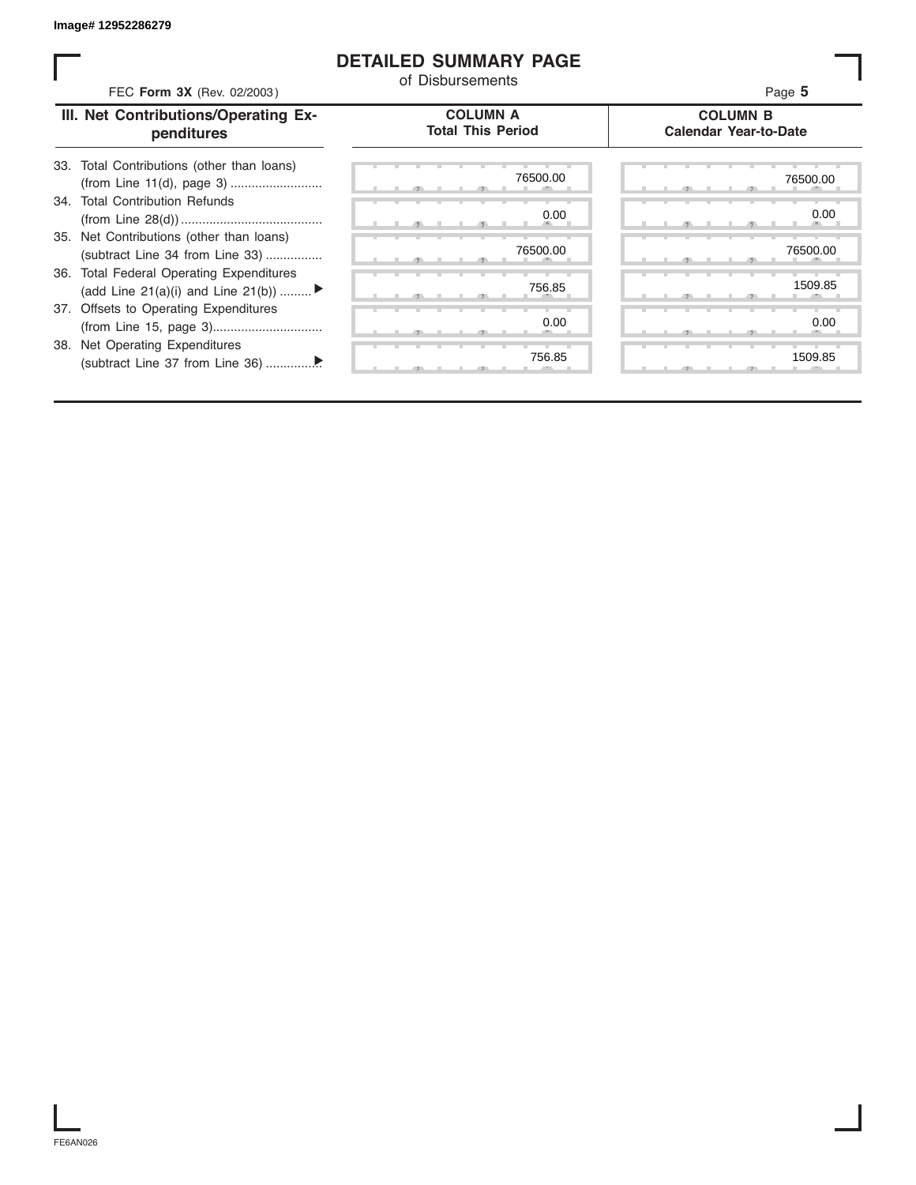Image# 12952286279

# DETAILED SUMMARY PAGE

of Disbursements

FEC **Form 3X** (Rev. 02/2003)

| III. Net Contributions/Operating Expenditures | COLUMN A Total This Period | COLUMN B Calendar Year-to-Date |
|---|---|---|
| 33. Total Contributions (other than loans) (from Line 11(d), page 3) .......................... | 76500.00 | 76500.00 |
| 34. Total Contribution Refunds (from Line 28(d)) ........................................ | 0.00 | 0.00 |
| 35. Net Contributions (other than loans) (subtract Line 34 from Line 33) ................ | 76500.00 | 76500.00 |
| 36. Total Federal Operating Expenditures (add Line 21(a)(i) and Line 21(b)) ......... ▶ | 756.85 | 1509.85 |
| 37. Offsets to Operating Expenditures (from Line 15, page 3)............................... | 0.00 | 0.00 |
| 38. Net Operating Expenditures (subtract Line 37 from Line 36) ...............▶ | 756.85 | 1509.85 |

FE6AN026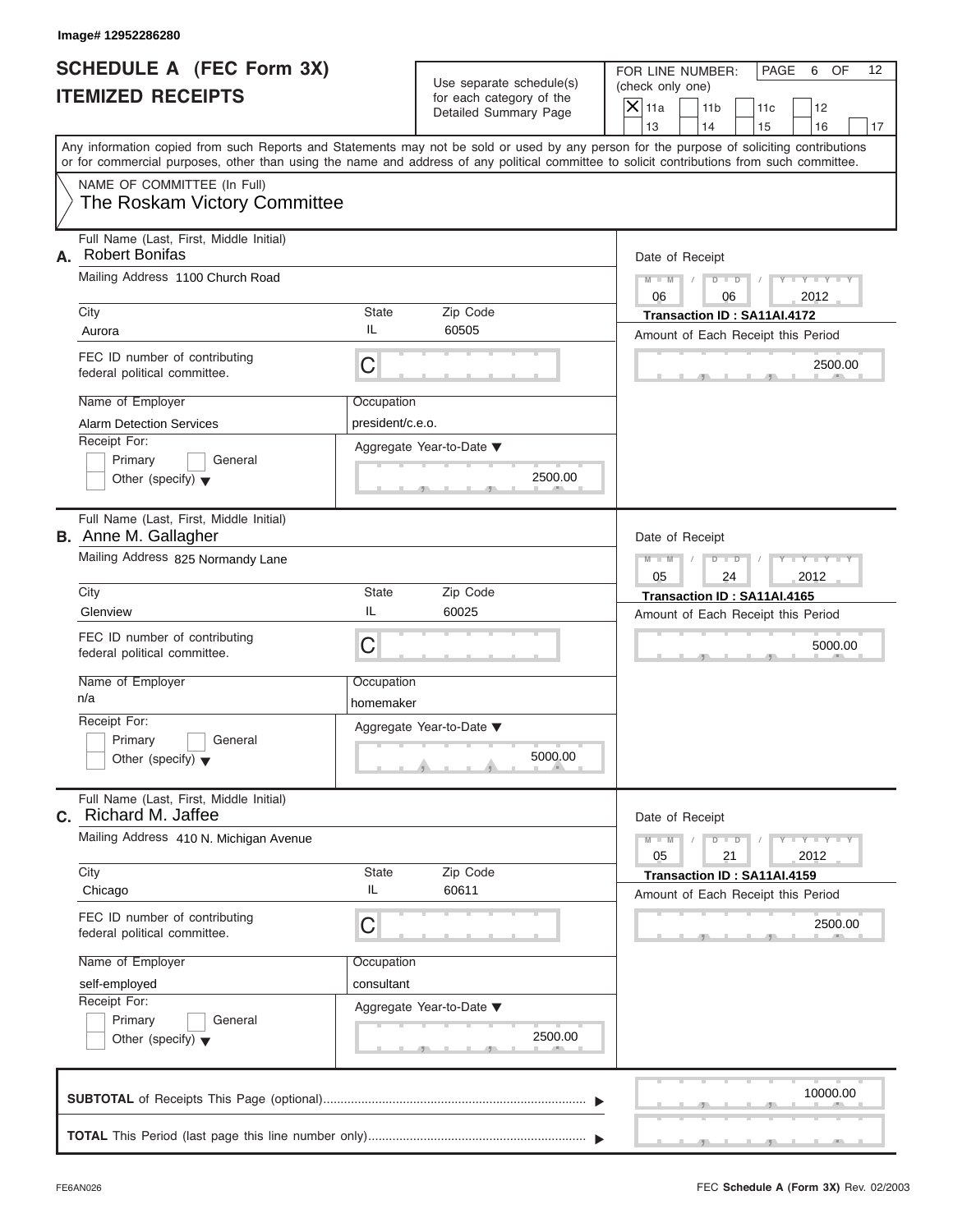Image# 12952286280

# SCHEDULE A (FEC Form 3X)
## ITEMIZED RECEIPTS

Use separate schedule(s) for each category of the Detailed Summary Page

FOR LINE NUMBER: (check only one)
- [X] 11a
- [ ] 11b
- [ ] 11c
- [ ] 12
- [ ] 13
- [ ] 14
- [ ] 15
- [ ] 16
- [ ] 17

PAGE 6 OF 12

Any information copied from such Reports and Statements may not be sold or used by any person for the purpose of soliciting contributions or for commercial purposes, other than using the name and address of any political committee to solicit contributions from such committee.

NAME OF COMMITTEE (In Full)
The Roskam Victory Committee

---

**A.** Full Name (Last, First, Middle Initial): Robert Bonifas

Mailing Address: 1100 Church Road

City: Aurora | State: IL | Zip Code: 60505

FEC ID number of contributing federal political committee: C

Name of Employer: Alarm Detection Services

Occupation: president/c.e.o.

Receipt For: Primary / General / Other (specify)

Aggregate Year-to-Date: 2500.00

Date of Receipt: 06 / 06 / 2012

Transaction ID : SA11AI.4172

Amount of Each Receipt this Period: 2500.00

---

**B.** Full Name (Last, First, Middle Initial): Anne M. Gallagher

Mailing Address: 825 Normandy Lane

City: Glenview | State: IL | Zip Code: 60025

FEC ID number of contributing federal political committee: C

Name of Employer: n/a

Occupation: homemaker

Receipt For: Primary / General / Other (specify)

Aggregate Year-to-Date: 5000.00

Date of Receipt: 05 / 24 / 2012

Transaction ID : SA11AI.4165

Amount of Each Receipt this Period: 5000.00

---

**C.** Full Name (Last, First, Middle Initial): Richard M. Jaffee

Mailing Address: 410 N. Michigan Avenue

City: Chicago | State: IL | Zip Code: 60611

FEC ID number of contributing federal political committee: C

Name of Employer: self-employed

Occupation: consultant

Receipt For: Primary / General / Other (specify)

Aggregate Year-to-Date: 2500.00

Date of Receipt: 05 / 21 / 2012

Transaction ID : SA11AI.4159

Amount of Each Receipt this Period: 2500.00

---

**SUBTOTAL** of Receipts This Page (optional): 10000.00

**TOTAL** This Period (last page this line number only):

FE6AN026

FEC **Schedule A** (Form 3X) Rev. 02/2003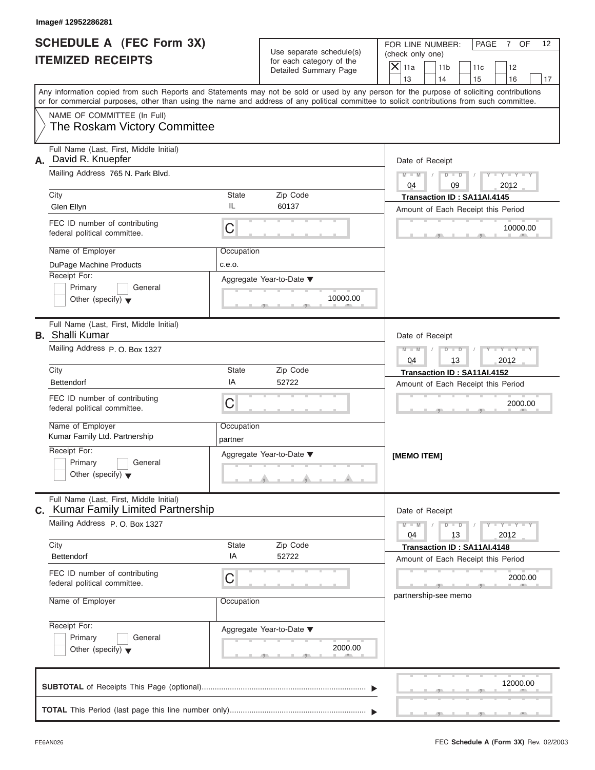Image# 12952286281

# SCHEDULE A (FEC Form 3X) ITEMIZED RECEIPTS

Use separate schedule(s) for each category of the Detailed Summary Page

FOR LINE NUMBER: (check only one)

- [X] 11a
- [ ] 11b
- [ ] 11c
- [ ] 12
- [ ] 13
- [ ] 14
- [ ] 15
- [ ] 16
- [ ] 17

Any information copied from such Reports and Statements may not be sold or used by any person for the purpose of soliciting contributions or for commercial purposes, other than using the name and address of any political committee to solicit contributions from such committee.

NAME OF COMMITTEE (In Full)
The Roskam Victory Committee

---

**A.** Full Name (Last, First, Middle Initial): David R. Knuepfer

Mailing Address: 765 N. Park Blvd.

| City | State | Zip Code |
|---|---|---|
| Glen Ellyn | IL | 60137 |

FEC ID number of contributing federal political committee: C

| Name of Employer | Occupation |
|---|---|
| DuPage Machine Products | c.e.o. |

Receipt For: Primary / General / Other (specify)

Aggregate Year-to-Date: 10000.00

Date of Receipt: 04 / 09 / 2012

Transaction ID : SA11AI.4145

Amount of Each Receipt this Period: 10000.00

---

**B.** Full Name (Last, First, Middle Initial): Shalli Kumar

Mailing Address: P. O. Box 1327

| City | State | Zip Code |
|---|---|---|
| Bettendorf | IA | 52722 |

FEC ID number of contributing federal political committee: C

| Name of Employer | Occupation |
|---|---|
| Kumar Family Ltd. Partnership | partner |

Receipt For: Primary / General / Other (specify)

Aggregate Year-to-Date:

Date of Receipt: 04 / 13 / 2012

Transaction ID : SA11AI.4152

Amount of Each Receipt this Period: 2000.00

[MEMO ITEM]

---

**C.** Full Name (Last, First, Middle Initial): Kumar Family Limited Partnership

Mailing Address: P. O. Box 1327

| City | State | Zip Code |
|---|---|---|
| Bettendorf | IA | 52722 |

FEC ID number of contributing federal political committee: C

| Name of Employer | Occupation |
|---|---|
| | |

Receipt For: Primary / General / Other (specify)

Aggregate Year-to-Date: 2000.00

Date of Receipt: 04 / 13 / 2012

Transaction ID : SA11AI.4148

Amount of Each Receipt this Period: 2000.00

partnership-see memo

---

**SUBTOTAL** of Receipts This Page (optional): 12000.00

**TOTAL** This Period (last page this line number only):

FE6AN026

FEC Schedule A (Form 3X) Rev. 02/2003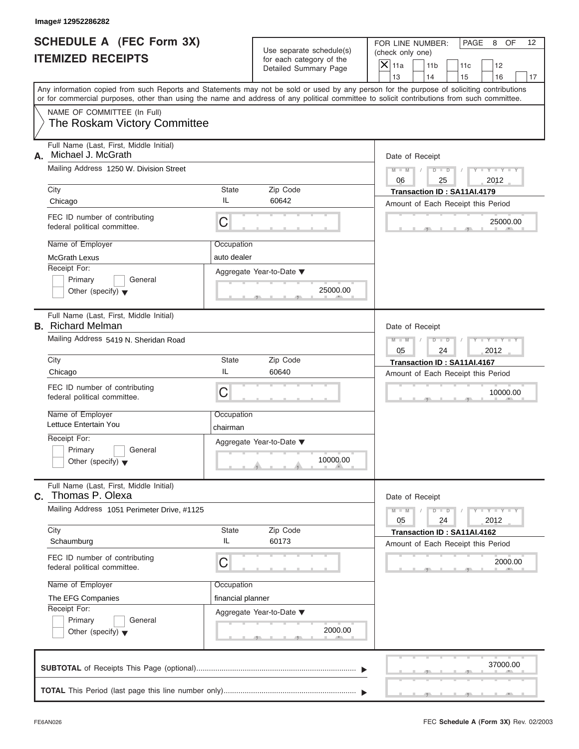Image# 12952286282

# SCHEDULE A (FEC Form 3X) ITEMIZED RECEIPTS

Use separate schedule(s) for each category of the Detailed Summary Page

FOR LINE NUMBER: (check only one)

X 11a | 11b | 11c | 12 | 13 | 14 | 15 | 16 | 17

PAGE 8 OF 12

Any information copied from such Reports and Statements may not be sold or used by any person for the purpose of soliciting contributions or for commercial purposes, other than using the name and address of any political committee to solicit contributions from such committee.

NAME OF COMMITTEE (In Full)
The Roskam Victory Committee

---

**A.** Full Name (Last, First, Middle Initial): Michael J. McGrath

Mailing Address: 1250 W. Division Street

City: Chicago | State: IL | Zip Code: 60642

FEC ID number of contributing federal political committee: C

Name of Employer: McGrath Lexus

Occupation: auto dealer

Receipt For: Primary / General / Other (specify)

Aggregate Year-to-Date: 25000.00

Date of Receipt: 06 / 25 / 2012

Transaction ID : SA11AI.4179

Amount of Each Receipt this Period: 25000.00

---

**B.** Full Name (Last, First, Middle Initial): Richard Melman

Mailing Address: 5419 N. Sheridan Road

City: Chicago | State: IL | Zip Code: 60640

FEC ID number of contributing federal political committee: C

Name of Employer: Lettuce Entertain You

Occupation: chairman

Receipt For: Primary / General / Other (specify)

Aggregate Year-to-Date: 10000.00

Date of Receipt: 05 / 24 / 2012

Transaction ID : SA11AI.4167

Amount of Each Receipt this Period: 10000.00

---

**C.** Full Name (Last, First, Middle Initial): Thomas P. Olexa

Mailing Address: 1051 Perimeter Drive, #1125

City: Schaumburg | State: IL | Zip Code: 60173

FEC ID number of contributing federal political committee: C

Name of Employer: The EFG Companies

Occupation: financial planner

Receipt For: Primary / General / Other (specify)

Aggregate Year-to-Date: 2000.00

Date of Receipt: 05 / 24 / 2012

Transaction ID : SA11AI.4162

Amount of Each Receipt this Period: 2000.00

---

**SUBTOTAL** of Receipts This Page (optional): 37000.00

**TOTAL** This Period (last page this line number only):

FE6AN026

FEC **Schedule A** (Form 3X) Rev. 02/2003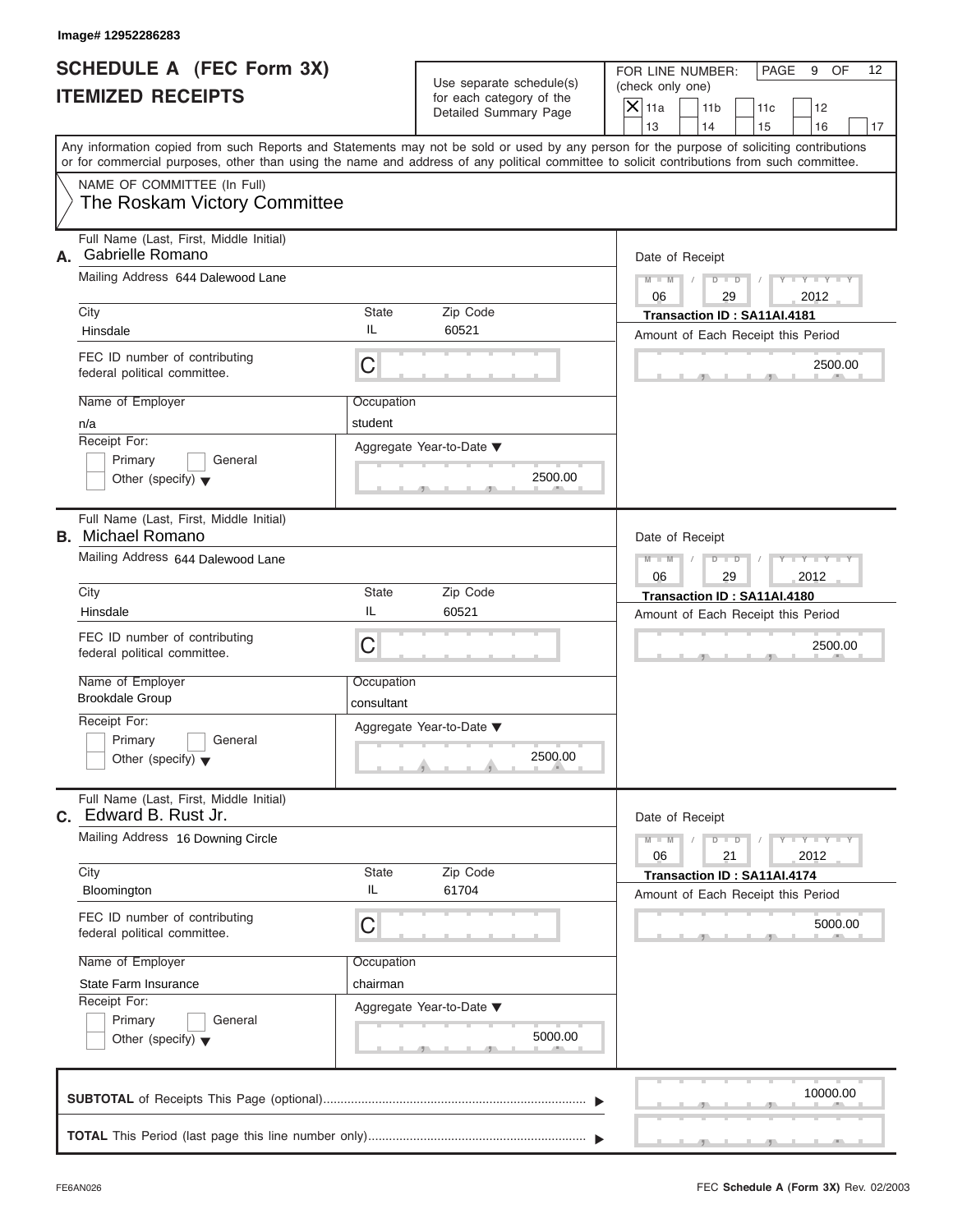Image# 12952286283

# SCHEDULE A (FEC Form 3X)
# ITEMIZED RECEIPTS

Use separate schedule(s) for each category of the Detailed Summary Page

FOR LINE NUMBER: (check only one)

[X] 11a [ ] 11b [ ] 11c [ ] 12 [ ] 13 [ ] 14 [ ] 15 [ ] 16 [ ] 17

PAGE 9 OF 12

Any information copied from such Reports and Statements may not be sold or used by any person for the purpose of soliciting contributions or for commercial purposes, other than using the name and address of any political committee to solicit contributions from such committee.

NAME OF COMMITTEE (In Full)
The Roskam Victory Committee

---

**A.** Full Name (Last, First, Middle Initial): Gabrielle Romano

Mailing Address: 644 Dalewood Lane

City: Hinsdale | State: IL | Zip Code: 60521

FEC ID number of contributing federal political committee: C

Name of Employer: n/a

Occupation: student

Receipt For: [ ] Primary [ ] General [ ] Other (specify)

Aggregate Year-to-Date: 2500.00

Date of Receipt: 06 / 29 / 2012

Transaction ID : SA11AI.4181

Amount of Each Receipt this Period: 2500.00

---

**B.** Full Name (Last, First, Middle Initial): Michael Romano

Mailing Address: 644 Dalewood Lane

City: Hinsdale | State: IL | Zip Code: 60521

FEC ID number of contributing federal political committee: C

Name of Employer: Brookdale Group

Occupation: consultant

Receipt For: [ ] Primary [ ] General [ ] Other (specify)

Aggregate Year-to-Date: 2500.00

Date of Receipt: 06 / 29 / 2012

Transaction ID : SA11AI.4180

Amount of Each Receipt this Period: 2500.00

---

**C.** Full Name (Last, First, Middle Initial): Edward B. Rust Jr.

Mailing Address: 16 Downing Circle

City: Bloomington | State: IL | Zip Code: 61704

FEC ID number of contributing federal political committee: C

Name of Employer: State Farm Insurance

Occupation: chairman

Receipt For: [ ] Primary [ ] General [ ] Other (specify)

Aggregate Year-to-Date: 5000.00

Date of Receipt: 06 / 21 / 2012

Transaction ID : SA11AI.4174

Amount of Each Receipt this Period: 5000.00

---

**SUBTOTAL** of Receipts This Page (optional): 10000.00

**TOTAL** This Period (last page this line number only):

FE6AN026

FEC **Schedule A** (Form 3X) Rev. 02/2003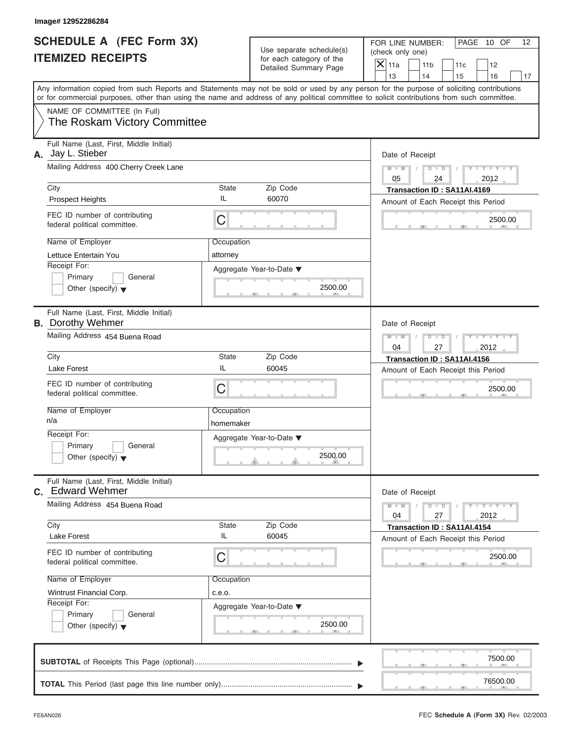Image# 12952286284

# SCHEDULE A (FEC Form 3X)
# ITEMIZED RECEIPTS

Use separate schedule(s) for each category of the Detailed Summary Page

FOR LINE NUMBER: (check only one)

- [X] 11a
- [ ] 11b
- [ ] 11c
- [ ] 12
- [ ] 13
- [ ] 14
- [ ] 15
- [ ] 16
- [ ] 17

PAGE 10 OF 12

Any information copied from such Reports and Statements may not be sold or used by any person for the purpose of soliciting contributions or for commercial purposes, other than using the name and address of any political committee to solicit contributions from such committee.

NAME OF COMMITTEE (In Full)
The Roskam Victory Committee

---

**A.** Full Name (Last, First, Middle Initial): Jay L. Stieber

Mailing Address: 400 Cherry Creek Lane

City: Prospect Heights | State: IL | Zip Code: 60070

FEC ID number of contributing federal political committee: C

Name of Employer: Lettuce Entertain You

Occupation: attorney

Receipt For: Primary / General / Other (specify)

Aggregate Year-to-Date: 2500.00

Date of Receipt: 05 / 24 / 2012

Transaction ID : SA11AI.4169

Amount of Each Receipt this Period: 2500.00

---

**B.** Full Name (Last, First, Middle Initial): Dorothy Wehmer

Mailing Address: 454 Buena Road

City: Lake Forest | State: IL | Zip Code: 60045

FEC ID number of contributing federal political committee: C

Name of Employer: n/a

Occupation: homemaker

Receipt For: Primary / General / Other (specify)

Aggregate Year-to-Date: 2500.00

Date of Receipt: 04 / 27 / 2012

Transaction ID : SA11AI.4156

Amount of Each Receipt this Period: 2500.00

---

**C.** Full Name (Last, First, Middle Initial): Edward Wehmer

Mailing Address: 454 Buena Road

City: Lake Forest | State: IL | Zip Code: 60045

FEC ID number of contributing federal political committee: C

Name of Employer: Wintrust Financial Corp.

Occupation: c.e.o.

Receipt For: Primary / General / Other (specify)

Aggregate Year-to-Date: 2500.00

Date of Receipt: 04 / 27 / 2012

Transaction ID : SA11AI.4154

Amount of Each Receipt this Period: 2500.00

---

**SUBTOTAL** of Receipts This Page (optional): 7500.00

**TOTAL** This Period (last page this line number only): 76500.00

FE6AN026

FEC **Schedule A** (Form 3X) Rev. 02/2003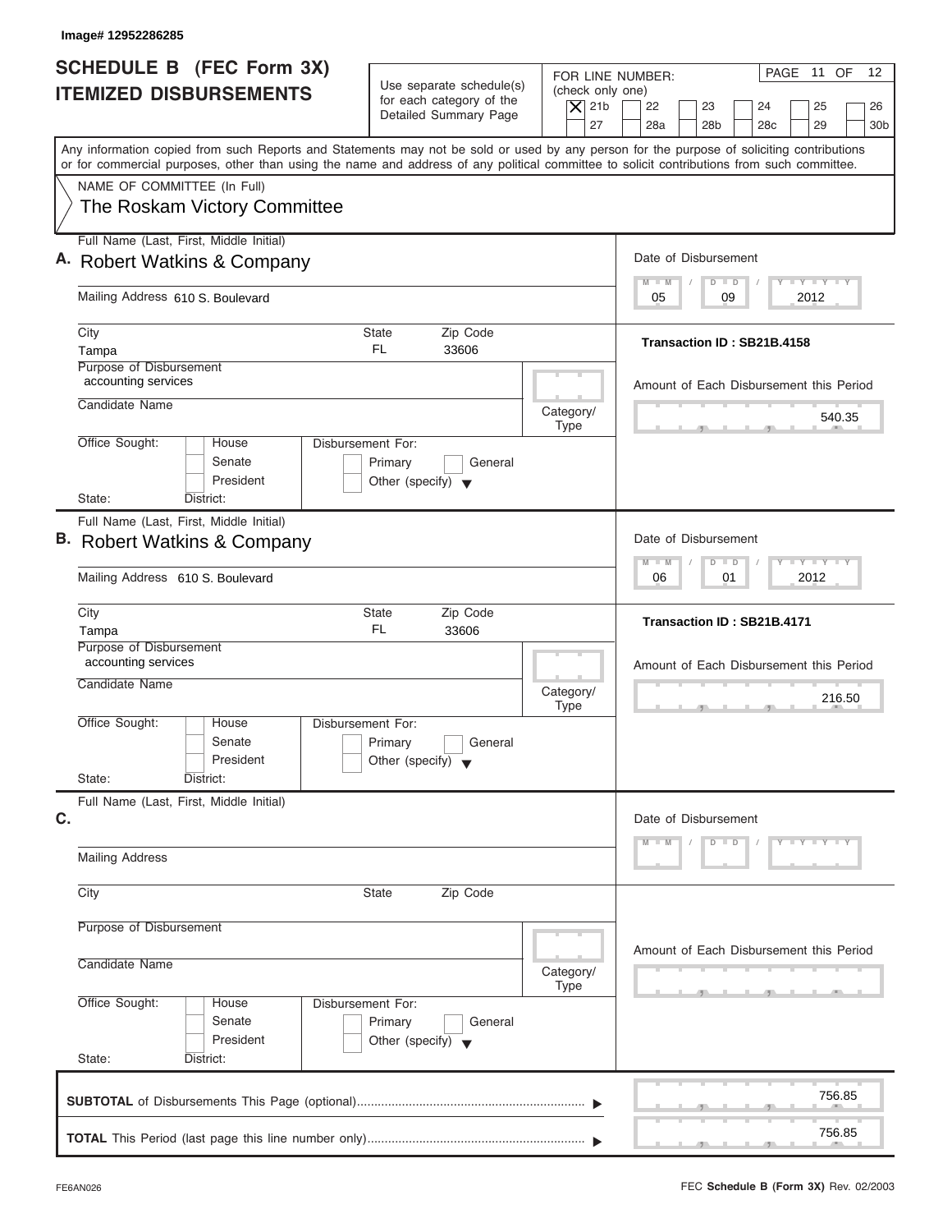Image# 12952286285

# SCHEDULE B (FEC Form 3X) ITEMIZED DISBURSEMENTS

Use separate schedule(s) for each category of the Detailed Summary Page

FOR LINE NUMBER: (check only one)

[X] 21b [ ] 22 [ ] 23 [ ] 24 [ ] 25 [ ] 26 [ ] 27 [ ] 28a [ ] 28b [ ] 28c [ ] 29 [ ] 30b

PAGE 11 OF 12

Any information copied from such Reports and Statements may not be sold or used by any person for the purpose of soliciting contributions or for commercial purposes, other than using the name and address of any political committee to solicit contributions from such committee.

NAME OF COMMITTEE (In Full)
The Roskam Victory Committee

---

**A.** Full Name (Last, First, Middle Initial): Robert Watkins & Company

Mailing Address: 610 S. Boulevard

City: Tampa | State: FL | Zip Code: 33606

Purpose of Disbursement: accounting services

Candidate Name:

Category/Type:

Office Sought: [ ] House [ ] Senate [ ] President

State: District:

Disbursement For: [ ] Primary [ ] General [ ] Other (specify)

Date of Disbursement: 05 / 09 / 2012

Transaction ID : SB21B.4158

Amount of Each Disbursement this Period: 540.35

---

**B.** Full Name (Last, First, Middle Initial): Robert Watkins & Company

Mailing Address: 610 S. Boulevard

City: Tampa | State: FL | Zip Code: 33606

Purpose of Disbursement: accounting services

Candidate Name:

Category/Type:

Office Sought: [ ] House [ ] Senate [ ] President

State: District:

Disbursement For: [ ] Primary [ ] General [ ] Other (specify)

Date of Disbursement: 06 / 01 / 2012

Transaction ID : SB21B.4171

Amount of Each Disbursement this Period: 216.50

---

**C.** Full Name (Last, First, Middle Initial):

Mailing Address:

City: State: Zip Code:

Purpose of Disbursement:

Candidate Name:

Category/Type:

Office Sought: [ ] House [ ] Senate [ ] President

State: District:

Disbursement For: [ ] Primary [ ] General [ ] Other (specify)

Date of Disbursement: M M / D D / Y Y Y Y

Amount of Each Disbursement this Period:

---

**SUBTOTAL** of Disbursements This Page (optional): 756.85

**TOTAL** This Period (last page this line number only): 756.85

FE6AN026

FEC **Schedule B (Form 3X)** Rev. 02/2003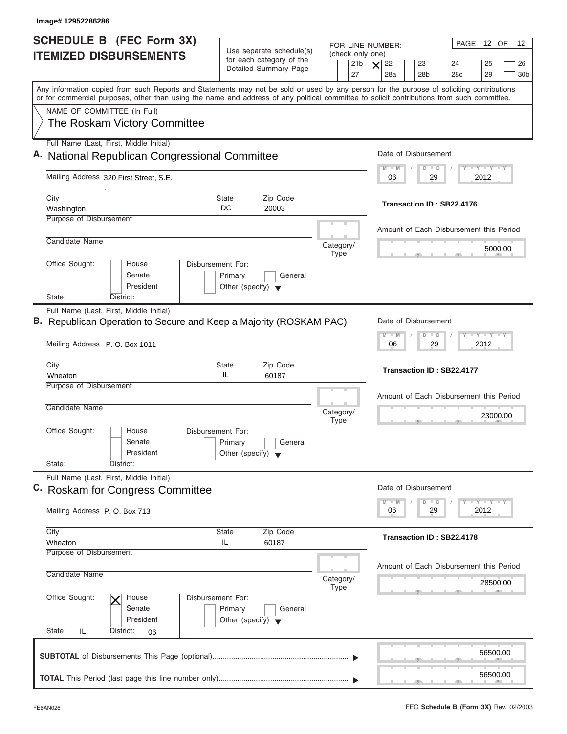Image# 12952286286

# SCHEDULE B (FEC Form 3X) ITEMIZED DISBURSEMENTS

Use separate schedule(s) for each category of the Detailed Summary Page

FOR LINE NUMBER: (check only one)

21b [X] 22 23 24 25 26 27 28a 28b 28c 29 30b

PAGE 12 OF 12

Any information copied from such Reports and Statements may not be sold or used by any person for the purpose of soliciting contributions or for commercial purposes, other than using the name and address of any political committee to solicit contributions from such committee.

NAME OF COMMITTEE (In Full)

The Roskam Victory Committee

**A.** Full Name (Last, First, Middle Initial): National Republican Congressional Committee

Mailing Address: 320 First Street, S.E.

City: Washington | State: DC | Zip Code: 20003

Purpose of Disbursement:

Candidate Name:

Category/Type:

Office Sought: [ ] House [ ] Senate [ ] President

State: District:

Disbursement For: [ ] Primary [ ] General [ ] Other (specify)

Date of Disbursement: 06/29/2012

Transaction ID : SB22.4176

Amount of Each Disbursement this Period: 5000.00

**B.** Full Name (Last, First, Middle Initial): Republican Operation to Secure and Keep a Majority (ROSKAM PAC)

Mailing Address: P. O. Box 1011

City: Wheaton | State: IL | Zip Code: 60187

Purpose of Disbursement:

Candidate Name:

Category/Type:

Office Sought: [ ] House [ ] Senate [ ] President

State: District:

Disbursement For: [ ] Primary [ ] General [ ] Other (specify)

Date of Disbursement: 06/29/2012

Transaction ID : SB22.4177

Amount of Each Disbursement this Period: 23000.00

**C.** Full Name (Last, First, Middle Initial): Roskam for Congress Committee

Mailing Address: P. O. Box 713

City: Wheaton | State: IL | Zip Code: 60187

Purpose of Disbursement:

Candidate Name:

Category/Type:

Office Sought: [X] House [ ] Senate [ ] President

State: IL District: 06

Disbursement For: [ ] Primary [ ] General [ ] Other (specify)

Date of Disbursement: 06/29/2012

Transaction ID : SB22.4178

Amount of Each Disbursement this Period: 28500.00

**SUBTOTAL** of Disbursements This Page (optional): 56500.00

**TOTAL** This Period (last page this line number only): 56500.00

FE6AN026

FEC **Schedule B (Form 3X)** Rev. 02/2003